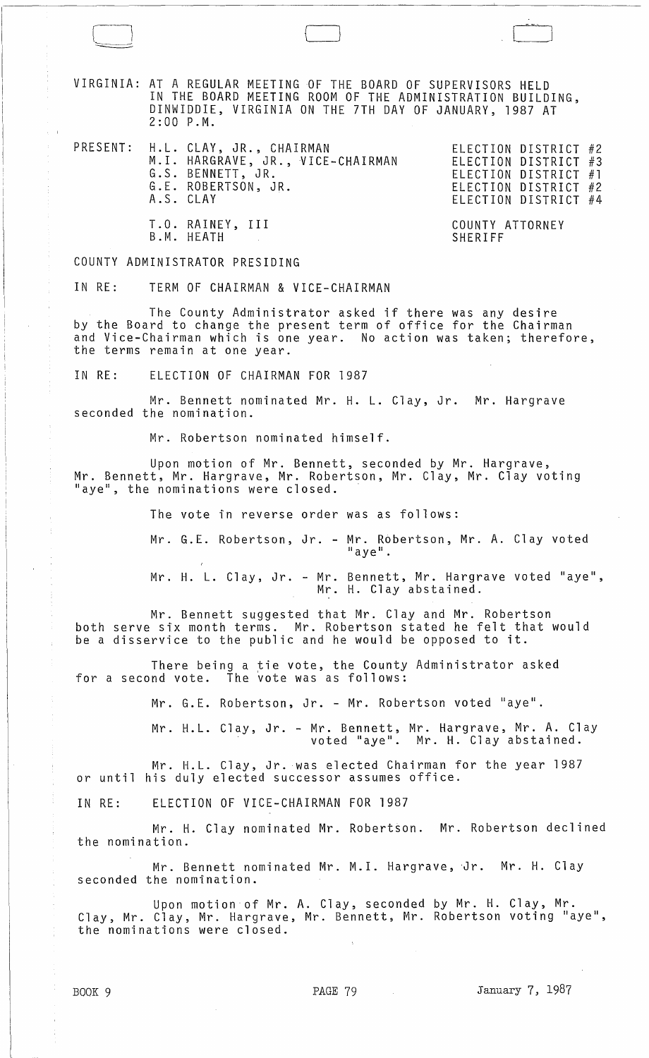VIRGINIA: AT A REGULAR MEETING OF THE BOARD OF SUPERVISORS HELD IN THE BOARD MEETING ROOM OF THE ADMINISTRATION BUILDING, DINWIDDIE, VIRGINIA ON THE 7TH DAY OF JANUARY, 1987 AT 2:00 P.M.

| PRESENT: | |
|---|---|
| H.L. CLAY, JR., CHAIRMAN | ELECTION DISTRICT #2 |
| M.I. HARGRAVE, JR., VICE-CHAIRMAN | ELECTION DISTRICT #3 |
| G.S. BENNETT, JR. | ELECTION DISTRICT #1 |
| G.E. ROBERTSON, JR. | ELECTION DISTRICT #2 |
| A.S. CLAY | ELECTION DISTRICT #4 |
| T.O. RAINEY, III | COUNTY ATTORNEY |
| B.M. HEATH | SHERIFF |

COUNTY ADMINISTRATOR PRESIDING

IN RE: TERM OF CHAIRMAN & VICE-CHAIRMAN

The County Administrator asked if there was any desire by the Board to change the present term of office for the Chairman and Vice-Chairman which is one year. No action was taken; therefore, the terms remain at one year.

IN RE: ELECTION OF CHAIRMAN FOR 1987

Mr. Bennett nominated Mr. H. L. Clay, Jr. Mr. Hargrave seconded the nomination.

Mr. Robertson nominated himself.

Upon motion of Mr. Bennett, seconded by Mr. Hargrave, Mr. Bennett, Mr. Hargrave, Mr. Robertson, Mr. Clay, Mr. Clay voting "aye", the nominations were closed.

The vote in reverse order was as follows:

Mr. G.E. Robertson, Jr. - Mr. Robertson, Mr. A. Clay voted "aye".

Mr. H. L. Clay, Jr. - Mr. Bennett, Mr. Hargrave voted "aye", Mr. H. Clay abstained.

Mr. Bennett suggested that Mr. Clay and Mr. Robertson both serve six month terms. Mr. Robertson stated he felt that would be a disservice to the public and he would be opposed to it.

There being a tie vote, the County Administrator asked for a second vote. The vote was as follows:

Mr. G.E. Robertson, Jr. - Mr. Robertson voted "aye".

Mr. H.L. Clay, Jr. - Mr. Bennett, Mr. Hargrave, Mr. A. Clay voted "aye". Mr. H. Clay abstained.

Mr. H.L. Clay, Jr. was elected Chairman for the year 1987 or until his duly elected successor assumes office.

IN RE: ELECTION OF VICE-CHAIRMAN FOR 1987

Mr. H. Clay nominated Mr. Robertson. Mr. Robertson declined the nomination.

Mr. Bennett nominated Mr. M.I. Hargrave, Jr. Mr. H. Clay seconded the nomination.

Upon motion of Mr. A. Clay, seconded by Mr. H. Clay, Mr. Clay, Mr. Clay, Mr. Hargrave, Mr. Bennett, Mr. Robertson voting "aye", the nominations were closed.

BOOK 9 PAGE 79 January 7, 1987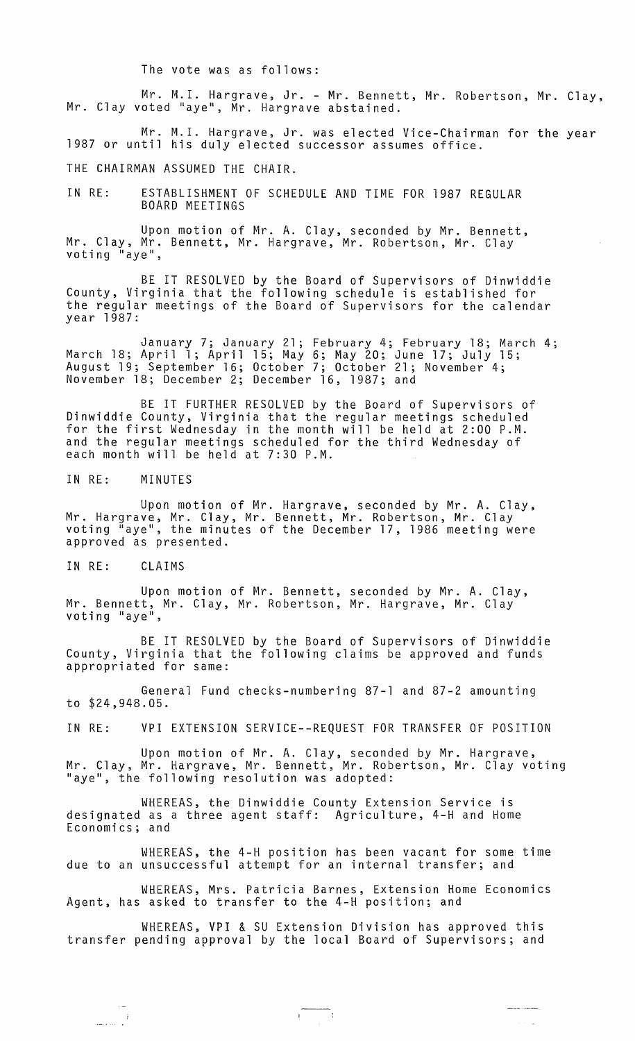The vote was as follows:

Mr. M.I. Hargrave, Jr. - Mr. Bennett, Mr. Robertson, Mr. Clay, Mr. Clay voted "aye", Mr. Hargrave abstained.

Mr. M.I. Hargrave, Jr. was elected Vice-Chairman for the year 1987 or until his duly elected successor assumes office.

THE CHAIRMAN ASSUMED THE CHAIR.

IN RE: ESTABLISHMENT OF SCHEDULE AND TIME FOR 1987 REGULAR BOARD MEETINGS

Upon motion of Mr. A. Clay, seconded by Mr. Bennett, Mr. Clay, Mr. Bennett, Mr. Hargrave, Mr. Robertson, Mr. Clay voting "aye",

BE IT RESOLVED by the Board of Supervisors of Dinwiddie County, Virginia that the following schedule is established for the regular meetings of the Board of Supervisors for the calendar year 1987:

January 7; January 21; February 4; February 18; March 4; March 18; April 1; April 15; May 6; May 20; June 17; July 15; August 19; September 16; October 7; October 21; November 4; November 18; December 2; December 16, 1987; and

BE IT FURTHER RESOLVED by the Board of Supervisors of Dinwiddie County, Virginia that the regular meetings scheduled for the first Wednesday in the month will be held at 2:00 P.M. and the regular meetings scheduled for the third Wednesday of each month will be held at 7:30 P.M.

IN RE: MINUTES

Upon motion of Mr. Hargrave, seconded by Mr. A. Clay, Mr. Hargrave, Mr. Clay, Mr. Bennett, Mr. Robertson, Mr. Clay voting "aye", the minutes of the December 17, 1986 meeting were approved as presented.

IN RE: CLAIMS

Upon motion of Mr. Bennett, seconded by Mr. A. Clay, Mr. Bennett, Mr. Clay, Mr. Robertson, Mr. Hargrave, Mr. Clay voting "aye",

BE IT RESOLVED by the Board of Supervisors of Dinwiddie County, Virginia that the following claims be approved and funds appropriated for same:

General Fund checks-numbering 87-1 and 87-2 amounting to $24,948.05.

IN RE: VPI EXTENSION SERVICE--REQUEST FOR TRANSFER OF POSITION

Upon motion of Mr. A. Clay, seconded by Mr. Hargrave, Mr. Clay, Mr. Hargrave, Mr. Bennett, Mr. Robertson, Mr. Clay voting "aye", the following resolution was adopted:

WHEREAS, the Dinwiddie County Extension Service is designated as a three agent staff: Agriculture, 4-H and Home Economics; and

WHEREAS, the 4-H position has been vacant for some time due to an unsuccessful attempt for an internal transfer; and

WHEREAS, Mrs. Patricia Barnes, Extension Home Economics Agent, has asked to transfer to the 4-H position; and

WHEREAS, VPI & SU Extension Division has approved this transfer pending approval by the local Board of Supervisors; and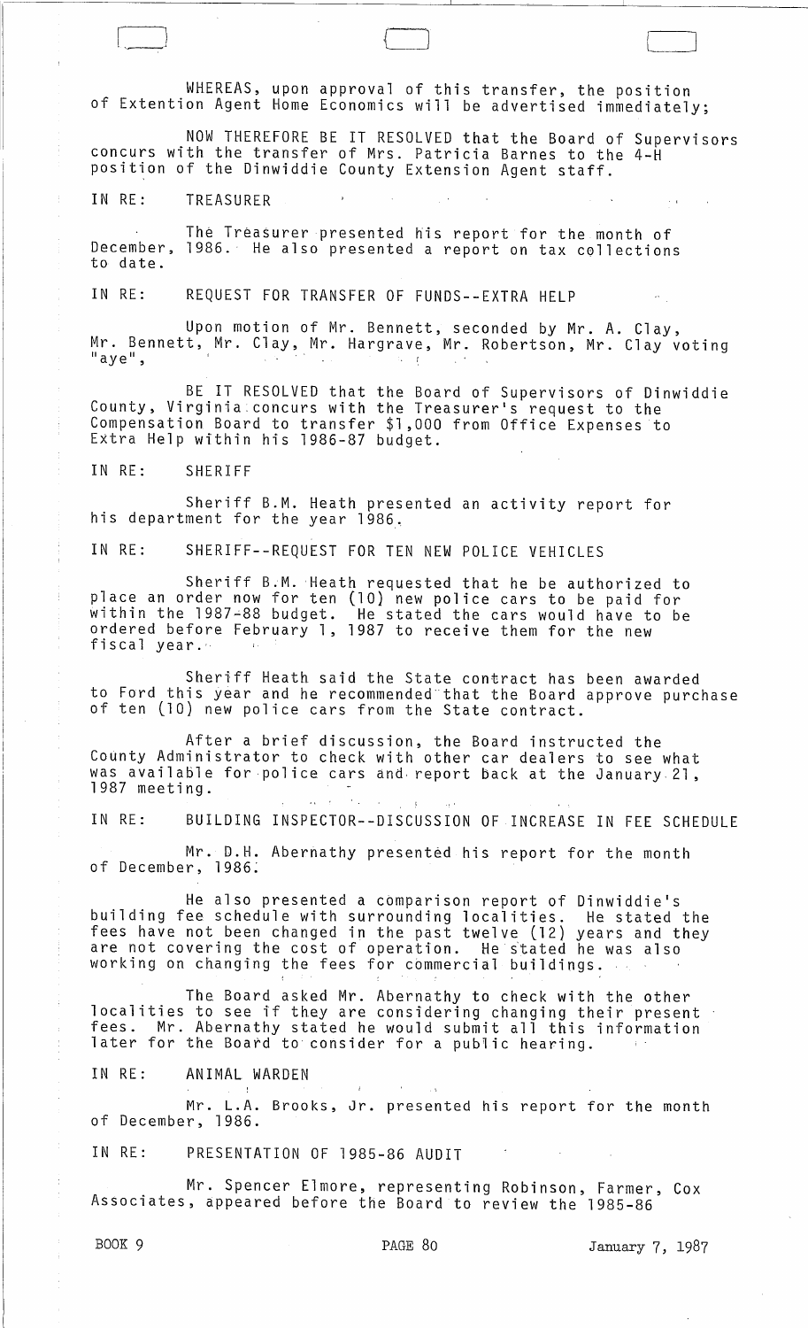WHEREAS, upon approval of this transfer, the position of Extention Agent Home Economics will be advertised immediately;

NOW THEREFORE BE IT RESOLVED that the Board of Supervisors concurs with the transfer of Mrs. Patricia Barnes to the 4-H position of the Dinwiddie County Extension Agent staff.

IN RE: TREASURER

The Treasurer presented his report for the month of December, 1986. He also presented a report on tax collections to date.

IN RE: REQUEST FOR TRANSFER OF FUNDS--EXTRA HELP

Upon motion of Mr. Bennett, seconded by Mr. A. Clay, Mr. Bennett, Mr. Clay, Mr. Hargrave, Mr. Robertson, Mr. Clay voting "aye",

BE IT RESOLVED that the Board of Supervisors of Dinwiddie County, Virginia concurs with the Treasurer's request to the Compensation Board to transfer $1,000 from Office Expenses to Extra Help within his 1986-87 budget.

IN RE: SHERIFF

Sheriff B.M. Heath presented an activity report for his department for the year 1986.

IN RE: SHERIFF--REQUEST FOR TEN NEW POLICE VEHICLES

Sheriff B.M. Heath requested that he be authorized to place an order now for ten (10) new police cars to be paid for within the 1987-88 budget. He stated the cars would have to be ordered before February 1, 1987 to receive them for the new fiscal year.

Sheriff Heath said the State contract has been awarded to Ford this year and he recommended that the Board approve purchase of ten (10) new police cars from the State contract.

After a brief discussion, the Board instructed the County Administrator to check with other car dealers to see what was available for police cars and report back at the January 21, 1987 meeting.

IN RE: BUILDING INSPECTOR--DISCUSSION OF INCREASE IN FEE SCHEDULE

Mr. D.H. Abernathy presented his report for the month of December, 1986.

He also presented a comparison report of Dinwiddie's building fee schedule with surrounding localities. He stated the fees have not been changed in the past twelve (12) years and they are not covering the cost of operation. He stated he was also working on changing the fees for commercial buildings.

The Board asked Mr. Abernathy to check with the other localities to see if they are considering changing their present fees. Mr. Abernathy stated he would submit all this information later for the Board to consider for a public hearing.

IN RE: ANIMAL WARDEN

Mr. L.A. Brooks, Jr. presented his report for the month of December, 1986.

IN RE: PRESENTATION OF 1985-86 AUDIT

Mr. Spencer Elmore, representing Robinson, Farmer, Cox Associates, appeared before the Board to review the 1985-86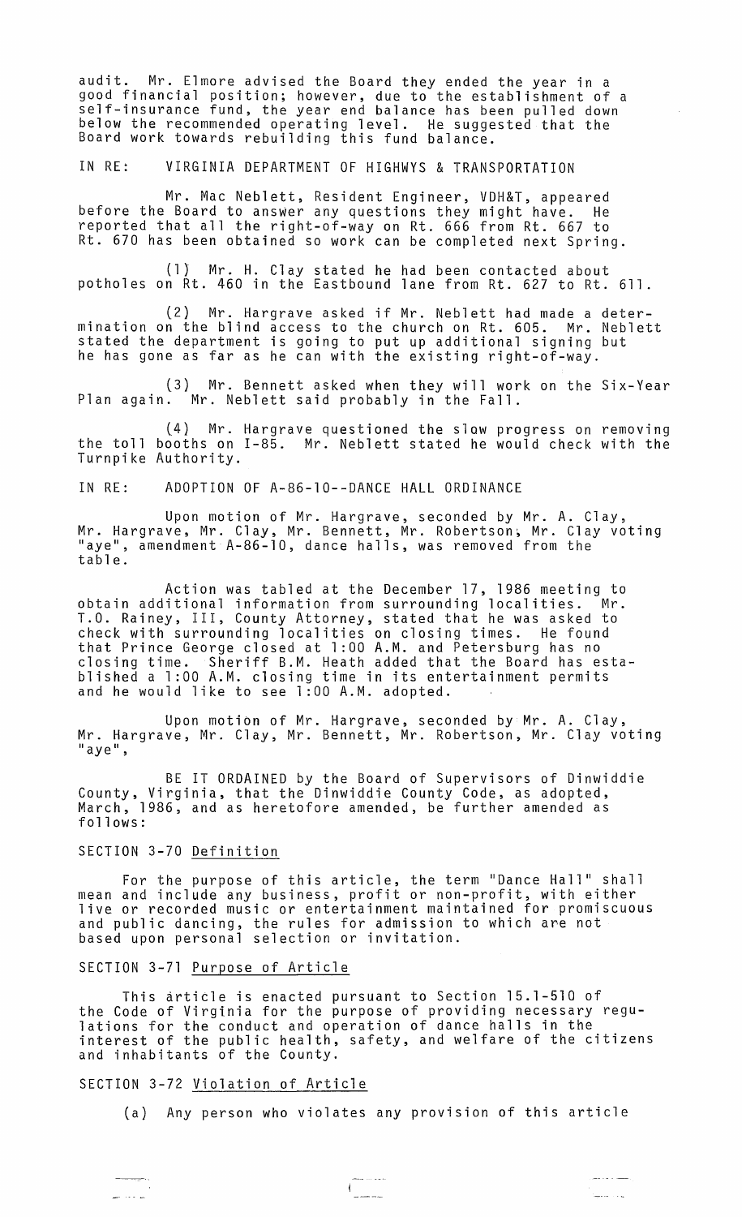audit. Mr. Elmore advised the Board they ended the year in a good financial position; however, due to the establishment of a self-insurance fund, the year end balance has been pulled down below the recommended operating level. He suggested that the Board work towards rebuilding this fund balance.

IN RE: VIRGINIA DEPARTMENT OF HIGHWYS & TRANSPORTATION

Mr. Mac Neblett, Resident Engineer, VDH&T, appeared before the Board to answer any questions they might have. He reported that all the right-of-way on Rt. 666 from Rt. 667 to Rt. 670 has been obtained so work can be completed next Spring.

(1) Mr. H. Clay stated he had been contacted about potholes on Rt. 460 in the Eastbound lane from Rt. 627 to Rt. 611.

(2) Mr. Hargrave asked if Mr. Neblett had made a determination on the blind access to the church on Rt. 605. Mr. Neblett stated the department is going to put up additional signing but he has gone as far as he can with the existing right-of-way.

(3) Mr. Bennett asked when they will work on the Six-Year Plan again. Mr. Neblett said probably in the Fall.

(4) Mr. Hargrave questioned the slow progress on removing the toll booths on I-85. Mr. Neblett stated he would check with the Turnpike Authority.

IN RE: ADOPTION OF A-86-10--DANCE HALL ORDINANCE

Upon motion of Mr. Hargrave, seconded by Mr. A. Clay, Mr. Hargrave, Mr. Clay, Mr. Bennett, Mr. Robertson, Mr. Clay voting "aye", amendment A-86-10, dance halls, was removed from the table.

Action was tabled at the December 17, 1986 meeting to obtain additional information from surrounding localities. Mr. T.O. Rainey, III, County Attorney, stated that he was asked to check with surrounding localities on closing times. He found that Prince George closed at 1:00 A.M. and Petersburg has no closing time. Sheriff B.M. Heath added that the Board has established a 1:00 A.M. closing time in its entertainment permits and he would like to see 1:00 A.M. adopted.

Upon motion of Mr. Hargrave, seconded by Mr. A. Clay, Mr. Hargrave, Mr. Clay, Mr. Bennett, Mr. Robertson, Mr. Clay voting "aye",

BE IT ORDAINED by the Board of Supervisors of Dinwiddie County, Virginia, that the Dinwiddie County Code, as adopted, March, 1986, and as heretofore amended, be further amended as follows:

SECTION 3-70 Definition

For the purpose of this article, the term "Dance Hall" shall mean and include any business, profit or non-profit, with either live or recorded music or entertainment maintained for promiscuous and public dancing, the rules for admission to which are not based upon personal selection or invitation.

SECTION 3-71 Purpose of Article

This article is enacted pursuant to Section 15.1-510 of the Code of Virginia for the purpose of providing necessary regulations for the conduct and operation of dance halls in the interest of the public health, safety, and welfare of the citizens and inhabitants of the County.

SECTION 3-72 Violation of Article

(a) Any person who violates any provision of this article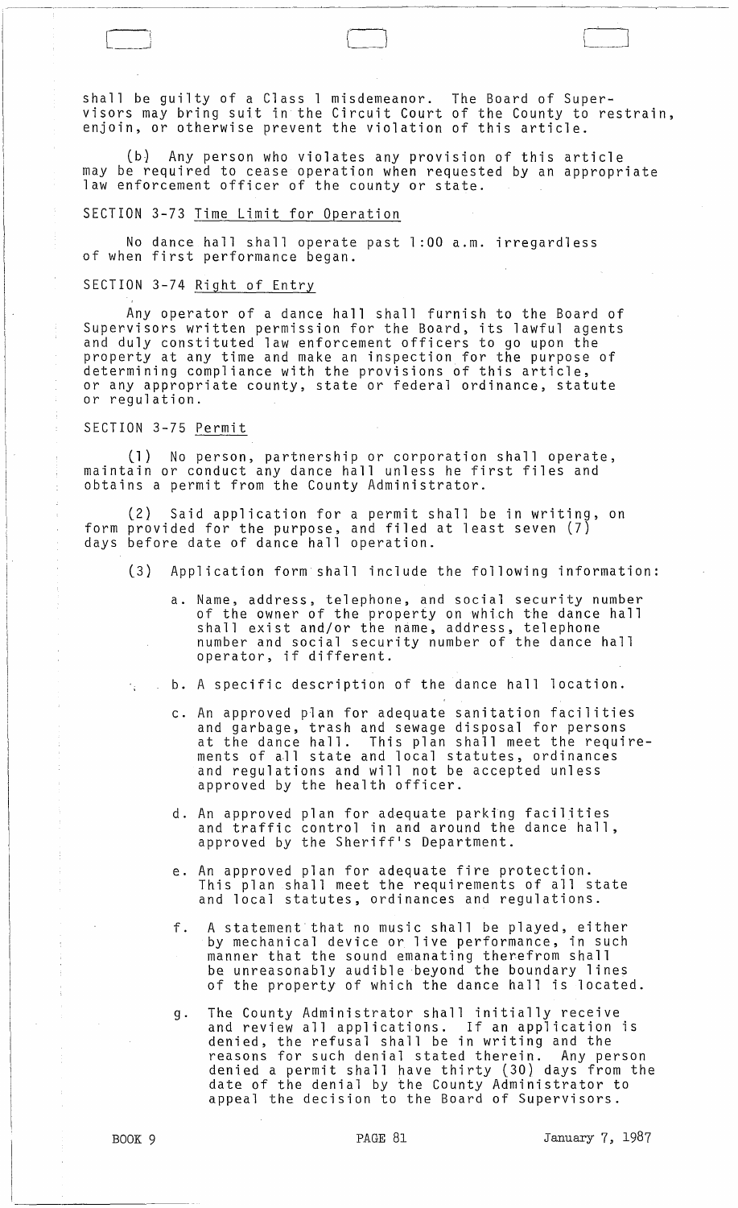shall be guilty of a Class 1 misdemeanor. The Board of Supervisors may bring suit in the Circuit Court of the County to restrain, enjoin, or otherwise prevent the violation of this article.

(b) Any person who violates any provision of this article may be required to cease operation when requested by an appropriate law enforcement officer of the county or state.

SECTION 3-73 Time Limit for Operation

No dance hall shall operate past 1:00 a.m. irregardless of when first performance began.

SECTION 3-74 Right of Entry

Any operator of a dance hall shall furnish to the Board of Supervisors written permission for the Board, its lawful agents and duly constituted law enforcement officers to go upon the property at any time and make an inspection for the purpose of determining compliance with the provisions of this article, or any appropriate county, state or federal ordinance, statute or regulation.

SECTION 3-75 Permit

(1) No person, partnership or corporation shall operate, maintain or conduct any dance hall unless he first files and obtains a permit from the County Administrator.

(2) Said application for a permit shall be in writing, on form provided for the purpose, and filed at least seven (7) days before date of dance hall operation.

(3) Application form shall include the following information:

a. Name, address, telephone, and social security number of the owner of the property on which the dance hall shall exist and/or the name, address, telephone number and social security number of the dance hall operator, if different.

b. A specific description of the dance hall location.

c. An approved plan for adequate sanitation facilities and garbage, trash and sewage disposal for persons at the dance hall. This plan shall meet the requirements of all state and local statutes, ordinances and regulations and will not be accepted unless approved by the health officer.

d. An approved plan for adequate parking facilities and traffic control in and around the dance hall, approved by the Sheriff's Department.

e. An approved plan for adequate fire protection. This plan shall meet the requirements of all state and local statutes, ordinances and regulations.

f. A statement that no music shall be played, either by mechanical device or live performance, in such manner that the sound emanating therefrom shall be unreasonably audible beyond the boundary lines of the property of which the dance hall is located.

g. The County Administrator shall initially receive and review all applications. If an application is denied, the refusal shall be in writing and the reasons for such denial stated therein. Any person denied a permit shall have thirty (30) days from the date of the denial by the County Administrator to appeal the decision to the Board of Supervisors.

BOOK 9 PAGE 81 January 7, 1987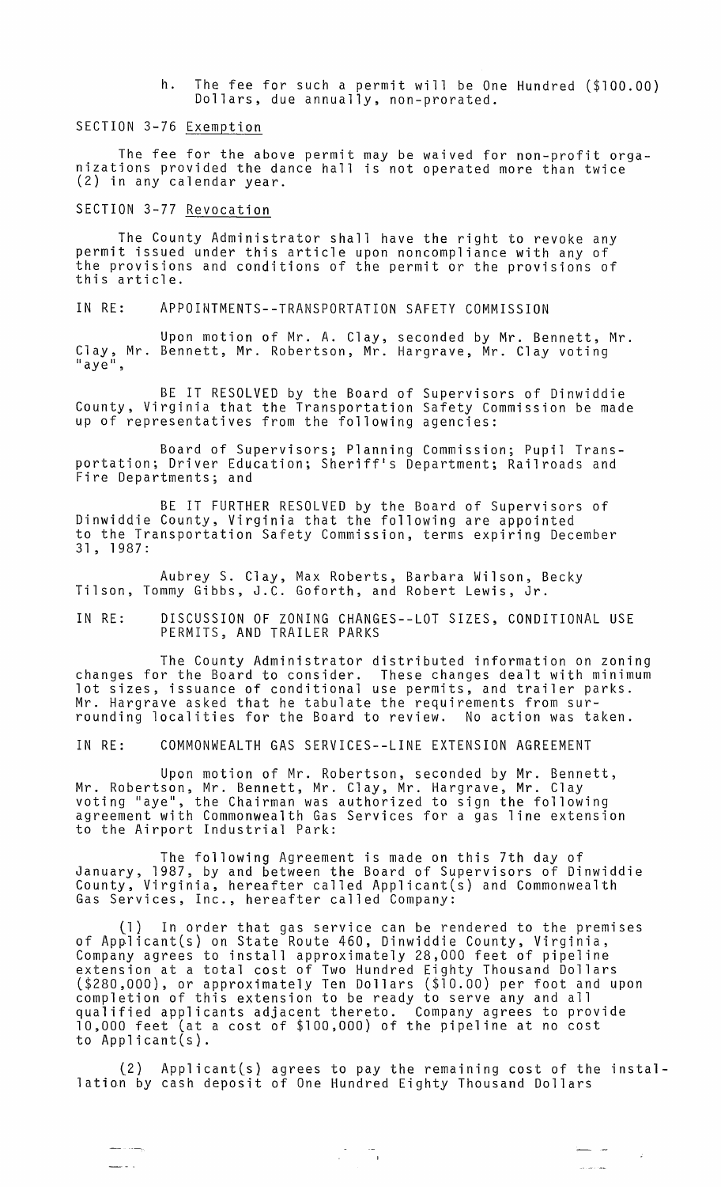h. The fee for such a permit will be One Hundred ($100.00) Dollars, due annually, non-prorated.

SECTION 3-76 Exemption

The fee for the above permit may be waived for non-profit organizations provided the dance hall is not operated more than twice (2) in any calendar year.

SECTION 3-77 Revocation

The County Administrator shall have the right to revoke any permit issued under this article upon noncompliance with any of the provisions and conditions of the permit or the provisions of this article.

IN RE: APPOINTMENTS--TRANSPORTATION SAFETY COMMISSION

Upon motion of Mr. A. Clay, seconded by Mr. Bennett, Mr. Clay, Mr. Bennett, Mr. Robertson, Mr. Hargrave, Mr. Clay voting "aye",

BE IT RESOLVED by the Board of Supervisors of Dinwiddie County, Virginia that the Transportation Safety Commission be made up of representatives from the following agencies:

Board of Supervisors; Planning Commission; Pupil Transportation; Driver Education; Sheriff's Department; Railroads and Fire Departments; and

BE IT FURTHER RESOLVED by the Board of Supervisors of Dinwiddie County, Virginia that the following are appointed to the Transportation Safety Commission, terms expiring December 31, 1987:

Aubrey S. Clay, Max Roberts, Barbara Wilson, Becky Tilson, Tommy Gibbs, J.C. Goforth, and Robert Lewis, Jr.

IN RE: DISCUSSION OF ZONING CHANGES--LOT SIZES, CONDITIONAL USE PERMITS, AND TRAILER PARKS

The County Administrator distributed information on zoning changes for the Board to consider. These changes dealt with minimum lot sizes, issuance of conditional use permits, and trailer parks. Mr. Hargrave asked that he tabulate the requirements from surrounding localities for the Board to review. No action was taken.

IN RE: COMMONWEALTH GAS SERVICES--LINE EXTENSION AGREEMENT

Upon motion of Mr. Robertson, seconded by Mr. Bennett, Mr. Robertson, Mr. Bennett, Mr. Clay, Mr. Hargrave, Mr. Clay voting "aye", the Chairman was authorized to sign the following agreement with Commonwealth Gas Services for a gas line extension to the Airport Industrial Park:

The following Agreement is made on this 7th day of January, 1987, by and between the Board of Supervisors of Dinwiddie County, Virginia, hereafter called Applicant(s) and Commonwealth Gas Services, Inc., hereafter called Company:

(1) In order that gas service can be rendered to the premises of Applicant(s) on State Route 460, Dinwiddie County, Virginia, Company agrees to install approximately 28,000 feet of pipeline extension at a total cost of Two Hundred Eighty Thousand Dollars ($280,000), or approximately Ten Dollars ($10.00) per foot and upon completion of this extension to be ready to serve any and all qualified applicants adjacent thereto. Company agrees to provide 10,000 feet (at a cost of $100,000) of the pipeline at no cost to Applicant(s).

(2) Applicant(s) agrees to pay the remaining cost of the installation by cash deposit of One Hundred Eighty Thousand Dollars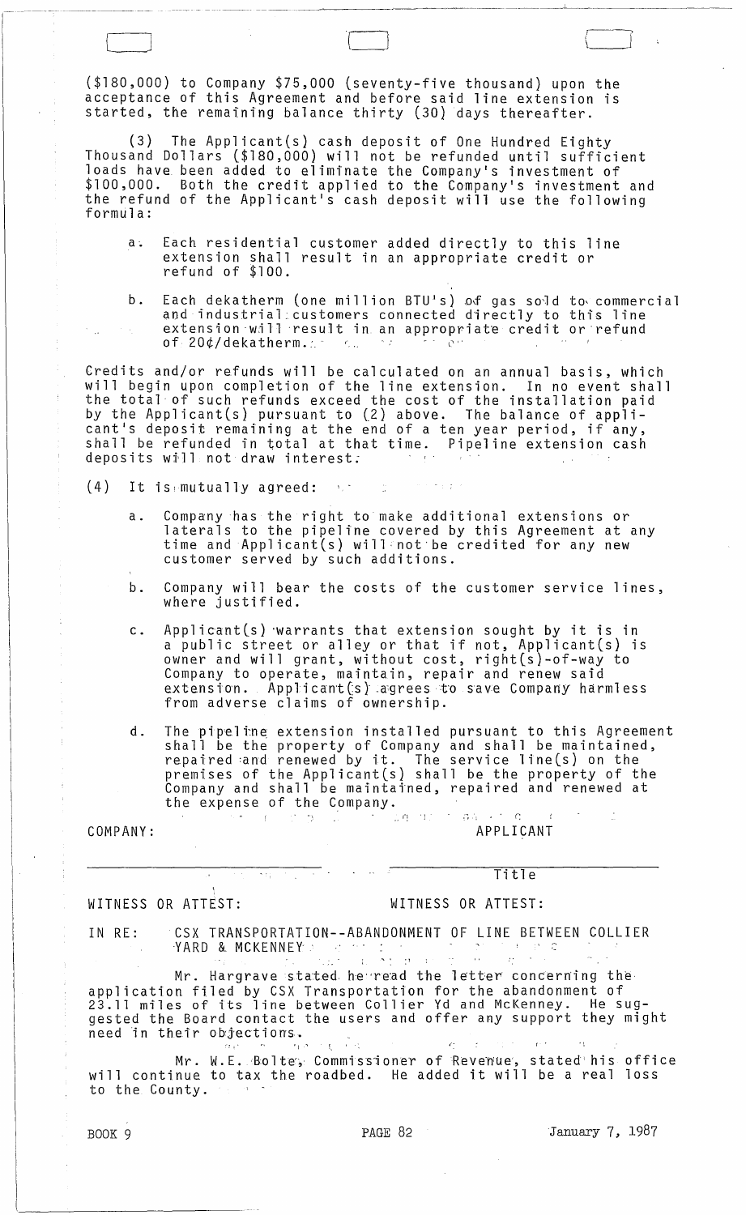($180,000) to Company $75,000 (seventy-five thousand) upon the acceptance of this Agreement and before said line extension is started, the remaining balance thirty (30) days thereafter.

(3) The Applicant(s) cash deposit of One Hundred Eighty Thousand Dollars ($180,000) will not be refunded until sufficient loads have been added to eliminate the Company's investment of $100,000. Both the credit applied to the Company's investment and the refund of the Applicant's cash deposit will use the following formula:

a. Each residential customer added directly to this line extension shall result in an appropriate credit or refund of $100.

b. Each dekatherm (one million BTU's) of gas sold to commercial and industrial customers connected directly to this line extension will result in an appropriate credit or refund of 20¢/dekatherm.

Credits and/or refunds will be calculated on an annual basis, which will begin upon completion of the line extension. In no event shall the total of such refunds exceed the cost of the installation paid by the Applicant(s) pursuant to (2) above. The balance of applicant's deposit remaining at the end of a ten year period, if any, shall be refunded in total at that time. Pipeline extension cash deposits will not draw interest.

(4) It is mutually agreed:

a. Company has the right to make additional extensions or laterals to the pipeline covered by this Agreement at any time and Applicant(s) will not be credited for any new customer served by such additions.

b. Company will bear the costs of the customer service lines, where justified.

c. Applicant(s) warrants that extension sought by it is in a public street or alley or that if not, Applicant(s) is owner and will grant, without cost, right(s)-of-way to Company to operate, maintain, repair and renew said extension. Applicant(s) agrees to save Company harmless from adverse claims of ownership.

d. The pipeline extension installed pursuant to this Agreement shall be the property of Company and shall be maintained, repaired and renewed by it. The service line(s) on the premises of the Applicant(s) shall be the property of the Company and shall be maintained, repaired and renewed at the expense of the Company.

COMPANY: APPLICANT

_______________________ _______________________
Title

WITNESS OR ATTEST: WITNESS OR ATTEST:

IN RE: CSX TRANSPORTATION--ABANDONMENT OF LINE BETWEEN COLLIER YARD & MCKENNEY

Mr. Hargrave stated he read the letter concerning the application filed by CSX Transportation for the abandonment of 23.11 miles of its line between Collier Yd and McKenney. He suggested the Board contact the users and offer any support they might need in their objections.

Mr. W.E. Bolte, Commissioner of Revenue, stated his office will continue to tax the roadbed. He added it will be a real loss to the County.

BOOK 9 PAGE 82 January 7, 1987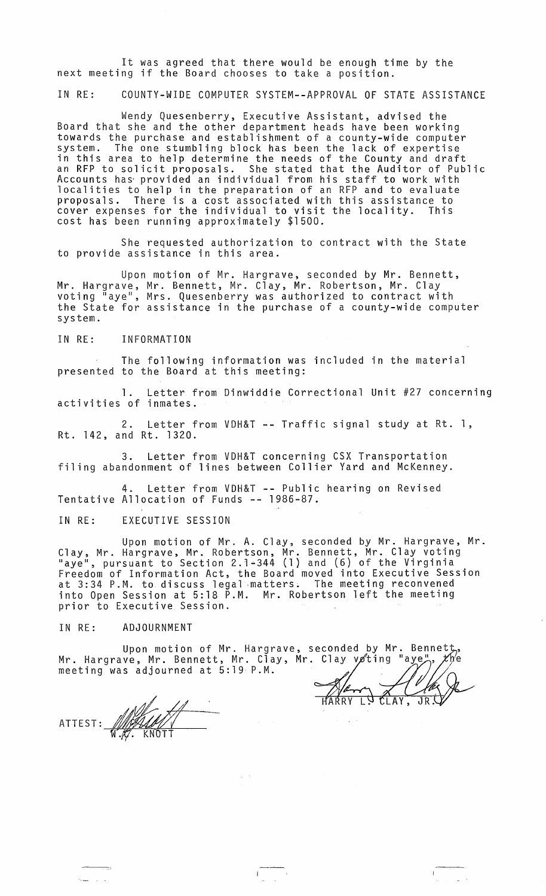It was agreed that there would be enough time by the next meeting if the Board chooses to take a position.

IN RE: COUNTY-WIDE COMPUTER SYSTEM--APPROVAL OF STATE ASSISTANCE

Wendy Quesenberry, Executive Assistant, advised the Board that she and the other department heads have been working towards the purchase and establishment of a county-wide computer system. The one stumbling block has been the lack of expertise in this area to help determine the needs of the County and draft an RFP to solicit proposals. She stated that the Auditor of Public Accounts has provided an individual from his staff to work with localities to help in the preparation of an RFP and to evaluate proposals. There is a cost associated with this assistance to cover expenses for the individual to visit the locality. This cost has been running approximately $1500.

She requested authorization to contract with the State to provide assistance in this area.

Upon motion of Mr. Hargrave, seconded by Mr. Bennett, Mr. Hargrave, Mr. Bennett, Mr. Clay, Mr. Robertson, Mr. Clay voting "aye", Mrs. Quesenberry was authorized to contract with the State for assistance in the purchase of a county-wide computer system.

IN RE: INFORMATION

The following information was included in the material presented to the Board at this meeting:

1. Letter from Dinwiddie Correctional Unit #27 concerning activities of inmates.

2. Letter from VDH&T -- Traffic signal study at Rt. 1, Rt. 142, and Rt. 1320.

3. Letter from VDH&T concerning CSX Transportation filing abandonment of lines between Collier Yard and McKenney.

4. Letter from VDH&T -- Public hearing on Revised Tentative Allocation of Funds -- 1986-87.

IN RE: EXECUTIVE SESSION

Upon motion of Mr. A. Clay, seconded by Mr. Hargrave, Mr. Clay, Mr. Hargrave, Mr. Robertson, Mr. Bennett, Mr. Clay voting "aye", pursuant to Section 2.1-344 (1) and (6) of the Virginia Freedom of Information Act, the Board moved into Executive Session at 3:34 P.M. to discuss legal matters. The meeting reconvened into Open Session at 5:18 P.M. Mr. Robertson left the meeting prior to Executive Session.

IN RE: ADJOURNMENT

Upon motion of Mr. Hargrave, seconded by Mr. Bennett, Mr. Hargrave, Mr. Bennett, Mr. Clay, Mr. Clay voting "aye", the meeting was adjourned at 5:19 P.M.

HARRY L. CLAY, JR.

ATTEST: W. K. KNOTT